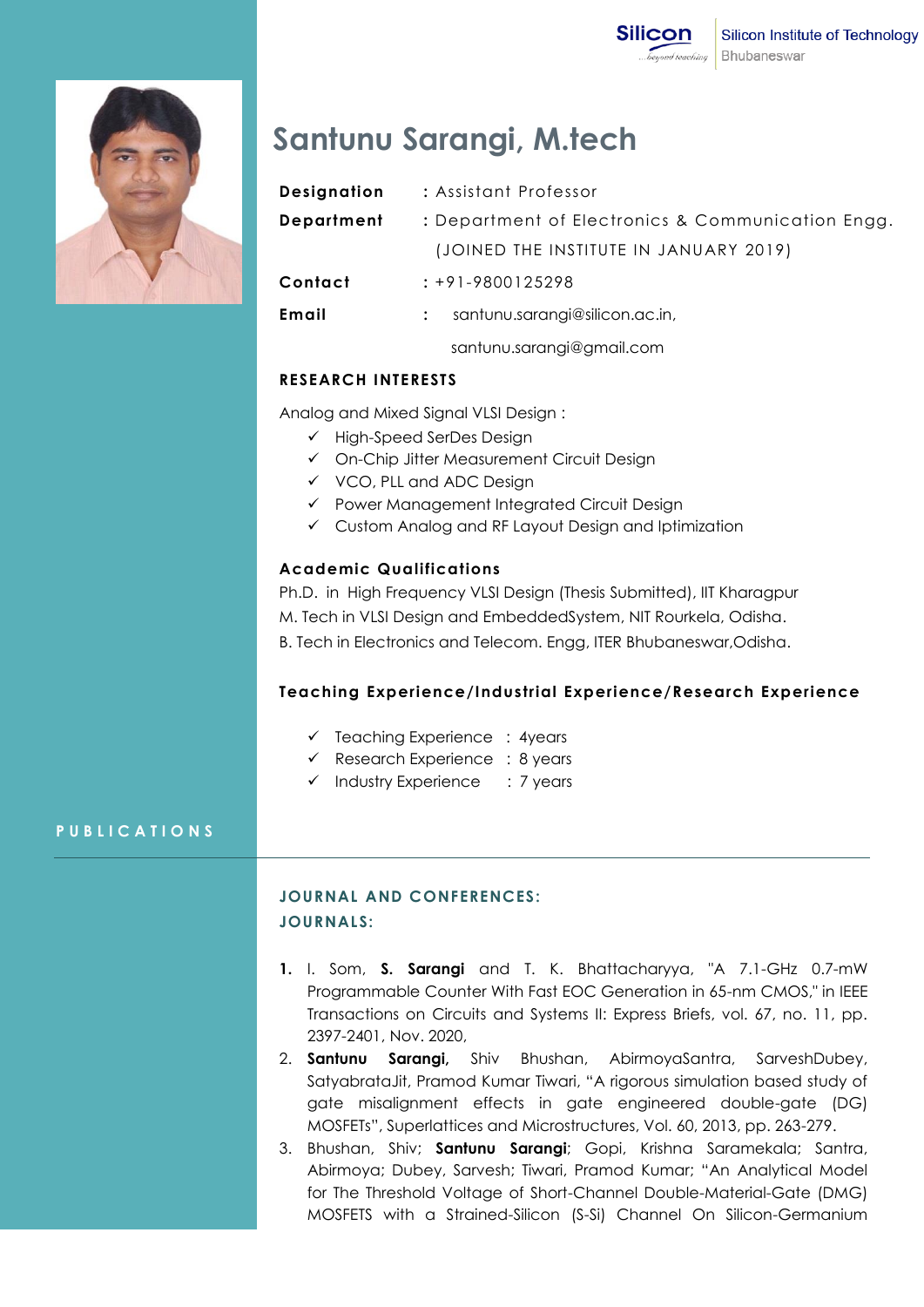Silicon Institute of Technology
Bhubaneswar

# Santunu Sarangi, M.tech

**Designation** : Assistant Professor

**Department** : Department of Electronics & Communication Engg.
(JOINED THE INSTITUTE IN JANUARY 2019)

**Contact** : +91-9800125298

**Email** : santunu.sarangi@silicon.ac.in,
santunu.sarangi@gmail.com

## RESEARCH INTERESTS

Analog and Mixed Signal VLSI Design :

- ✓ High-Speed SerDes Design
- ✓ On-Chip Jitter Measurement Circuit Design
- ✓ VCO, PLL and ADC Design
- ✓ Power Management Integrated Circuit Design
- ✓ Custom Analog and RF Layout Design and Iptimization

## Academic Qualifications

Ph.D. in High Frequency VLSI Design (Thesis Submitted), IIT Kharagpur
M. Tech in VLSI Design and EmbeddedSystem, NIT Rourkela, Odisha.
B. Tech in Electronics and Telecom. Engg, ITER Bhubaneswar,Odisha.

## Teaching Experience/Industrial Experience/Research Experience

- ✓ Teaching Experience : 4years
- ✓ Research Experience : 8 years
- ✓ Industry Experience : 7 years

## PUBLICATIONS

### JOURNAL AND CONFERENCES:

### JOURNALS:

1. I. Som, **S. Sarangi** and T. K. Bhattacharyya, "A 7.1-GHz 0.7-mW Programmable Counter With Fast EOC Generation in 65-nm CMOS," in IEEE Transactions on Circuits and Systems II: Express Briefs, vol. 67, no. 11, pp. 2397-2401, Nov. 2020,
2. **Santunu Sarangi,** Shiv Bhushan, AbirmoyaSantra, SarveshDubey, SatyabrataJit, Pramod Kumar Tiwari, "A rigorous simulation based study of gate misalignment effects in gate engineered double-gate (DG) MOSFETs", Superlattices and Microstructures, Vol. 60, 2013, pp. 263-279.
3. Bhushan, Shiv; **Santunu Sarangi**; Gopi, Krishna Saramekala; Santra, Abirmoya; Dubey, Sarvesh; Tiwari, Pramod Kumar; "An Analytical Model for The Threshold Voltage of Short-Channel Double-Material-Gate (DMG) MOSFETS with a Strained-Silicon (S-Si) Channel On Silicon-Germanium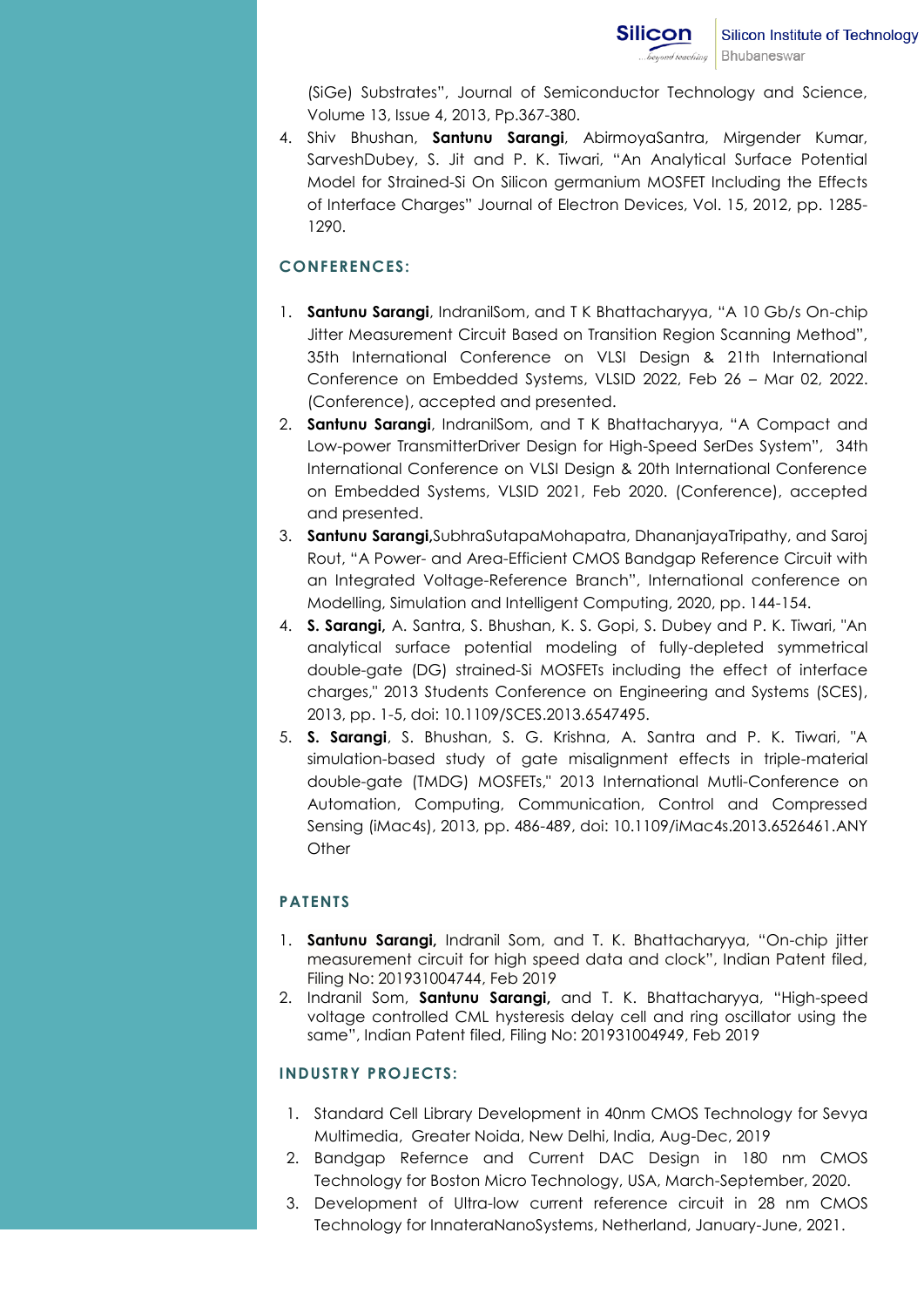(SiGe) Substrates", Journal of Semiconductor Technology and Science, Volume 13, Issue 4, 2013, Pp.367-380.

4. Shiv Bhushan, **Santunu Sarangi**, AbirmoyaSantra, Mirgender Kumar, SarveshDubey, S. Jit and P. K. Tiwari, "An Analytical Surface Potential Model for Strained-Si On Silicon germanium MOSFET Including the Effects of Interface Charges" Journal of Electron Devices, Vol. 15, 2012, pp. 1285-1290.

## CONFERENCES:

1. **Santunu Sarangi**, IndranilSom, and T K Bhattacharyya, "A 10 Gb/s On-chip Jitter Measurement Circuit Based on Transition Region Scanning Method", 35th International Conference on VLSI Design & 21th International Conference on Embedded Systems, VLSID 2022, Feb 26 – Mar 02, 2022. (Conference), accepted and presented.
2. **Santunu Sarangi**, IndranilSom, and T K Bhattacharyya, "A Compact and Low-power TransmitterDriver Design for High-Speed SerDes System", 34th International Conference on VLSI Design & 20th International Conference on Embedded Systems, VLSID 2021, Feb 2020. (Conference), accepted and presented.
3. **Santunu Sarangi,**SubhraSutapaMohapatra, DhananjayaTripathy, and Saroj Rout, "A Power- and Area-Efficient CMOS Bandgap Reference Circuit with an Integrated Voltage-Reference Branch", International conference on Modelling, Simulation and Intelligent Computing, 2020, pp. 144-154.
4. **S. Sarangi,** A. Santra, S. Bhushan, K. S. Gopi, S. Dubey and P. K. Tiwari, "An analytical surface potential modeling of fully-depleted symmetrical double-gate (DG) strained-Si MOSFETs including the effect of interface charges," 2013 Students Conference on Engineering and Systems (SCES), 2013, pp. 1-5, doi: 10.1109/SCES.2013.6547495.
5. **S. Sarangi**, S. Bhushan, S. G. Krishna, A. Santra and P. K. Tiwari, "A simulation-based study of gate misalignment effects in triple-material double-gate (TMDG) MOSFETs," 2013 International Mutli-Conference on Automation, Computing, Communication, Control and Compressed Sensing (iMac4s), 2013, pp. 486-489, doi: 10.1109/iMac4s.2013.6526461.ANY Other

## PATENTS

1. **Santunu Sarangi,** Indranil Som, and T. K. Bhattacharyya, "On-chip jitter measurement circuit for high speed data and clock", Indian Patent filed, Filing No: 201931004744, Feb 2019
2. Indranil Som, **Santunu Sarangi,** and T. K. Bhattacharyya, "High-speed voltage controlled CML hysteresis delay cell and ring oscillator using the same", Indian Patent filed, Filing No: 201931004949, Feb 2019

## INDUSTRY PROJECTS:

1. Standard Cell Library Development in 40nm CMOS Technology for Sevya Multimedia, Greater Noida, New Delhi, India, Aug-Dec, 2019
2. Bandgap Refernce and Current DAC Design in 180 nm CMOS Technology for Boston Micro Technology, USA, March-September, 2020.
3. Development of Ultra-low current reference circuit in 28 nm CMOS Technology for InnateraNanoSystems, Netherland, January-June, 2021.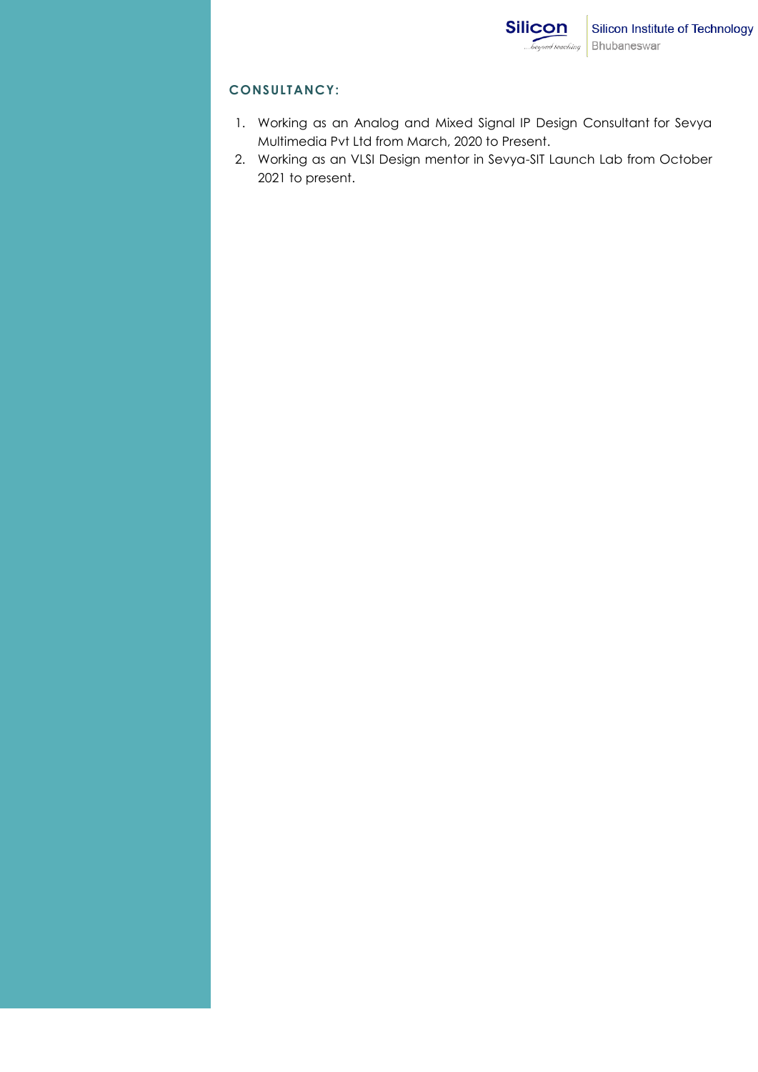## CONSULTANCY:

1. Working as an Analog and Mixed Signal IP Design Consultant for Sevya Multimedia Pvt Ltd from March, 2020 to Present.
2. Working as an VLSI Design mentor in Sevya-SIT Launch Lab from October 2021 to present.